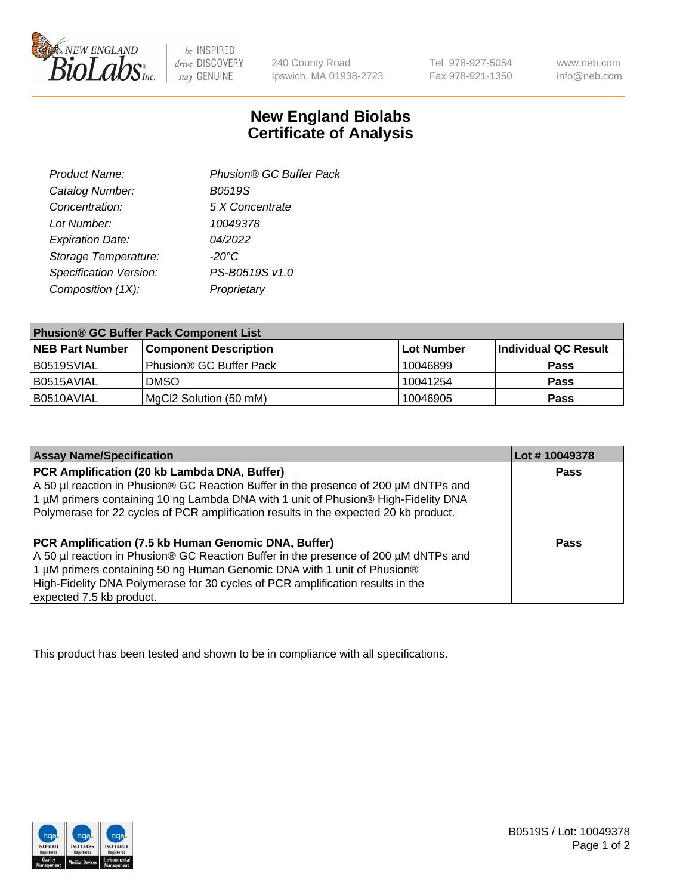240 County Road
Ipswich, MA 01938-2723

Tel 978-927-5054
Fax 978-921-1350

www.neb.com
info@neb.com

# New England Biolabs
# Certificate of Analysis

| | |
|---|---|
| *Product Name:* | *Phusion® GC Buffer Pack* |
| *Catalog Number:* | *B0519S* |
| *Concentration:* | *5 X Concentrate* |
| *Lot Number:* | *10049378* |
| *Expiration Date:* | *04/2022* |
| *Storage Temperature:* | *-20°C* |
| *Specification Version:* | *PS-B0519S v1.0* |
| *Composition (1X):* | *Proprietary* |

| **Phusion® GC Buffer Pack Component List** | | | |
|---|---|---|---|
| **NEB Part Number** | **Component Description** | **Lot Number** | **Individual QC Result** |
| B0519SVIAL | Phusion® GC Buffer Pack | 10046899 | **Pass** |
| B0515AVIAL | DMSO | 10041254 | **Pass** |
| B0510AVIAL | MgCl2 Solution (50 mM) | 10046905 | **Pass** |

| **Assay Name/Specification** | **Lot # 10049378** |
|---|---|
| **PCR Amplification (20 kb Lambda DNA, Buffer)** A 50 µl reaction in Phusion® GC Reaction Buffer in the presence of 200 µM dNTPs and 1 µM primers containing 10 ng Lambda DNA with 1 unit of Phusion® High-Fidelity DNA Polymerase for 22 cycles of PCR amplification results in the expected 20 kb product. | **Pass** |
| **PCR Amplification (7.5 kb Human Genomic DNA, Buffer)** A 50 µl reaction in Phusion® GC Reaction Buffer in the presence of 200 µM dNTPs and 1 µM primers containing 50 ng Human Genomic DNA with 1 unit of Phusion® High-Fidelity DNA Polymerase for 30 cycles of PCR amplification results in the expected 7.5 kb product. | **Pass** |

This product has been tested and shown to be in compliance with all specifications.

B0519S / Lot: 10049378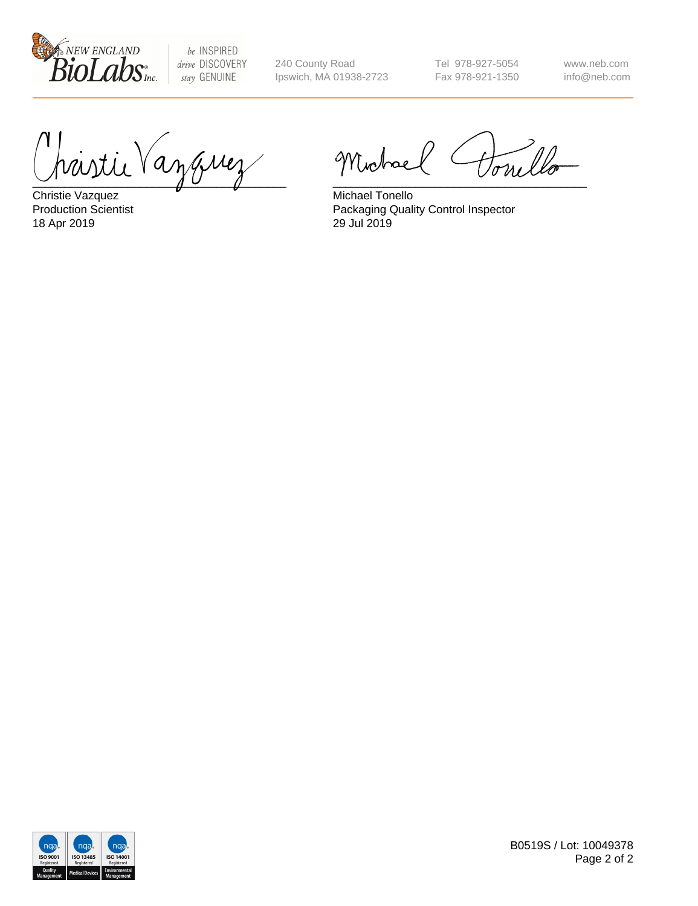Christie Vazquez
Production Scientist
18 Apr 2019

Michael Tonello
Packaging Quality Control Inspector
29 Jul 2019

B0519S / Lot: 10049378